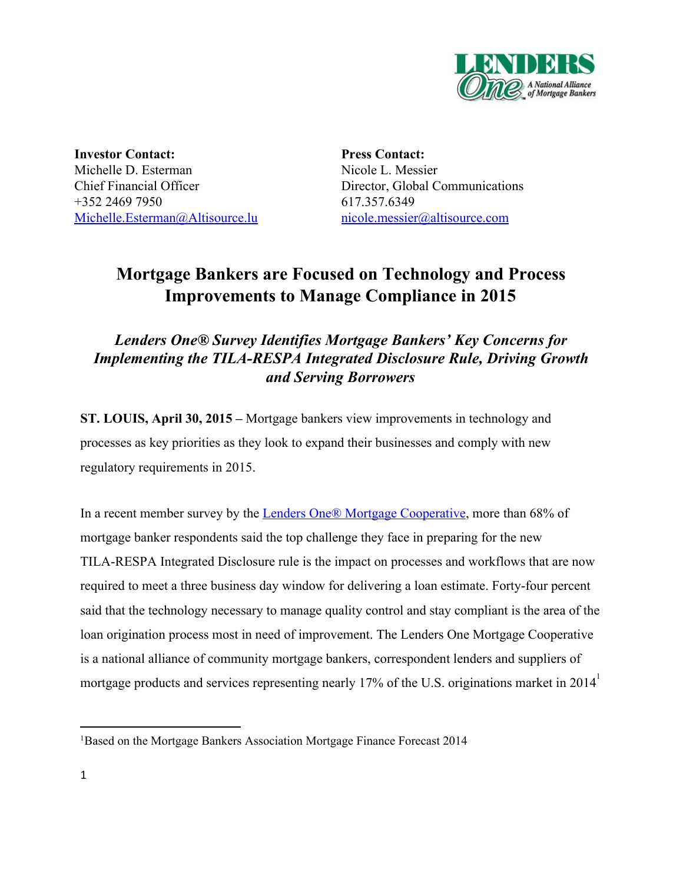**Investor Contact:**
Michelle D. Esterman
Chief Financial Officer
+352 2469 7950
Michelle.Esterman@Altisource.lu

**Press Contact:**
Nicole L. Messier
Director, Global Communications
617.357.6349
nicole.messier@altisource.com

# Mortgage Bankers are Focused on Technology and Process Improvements to Manage Compliance in 2015

## *Lenders One® Survey Identifies Mortgage Bankers' Key Concerns for Implementing the TILA-RESPA Integrated Disclosure Rule, Driving Growth and Serving Borrowers*

**ST. LOUIS, April 30, 2015 –** Mortgage bankers view improvements in technology and processes as key priorities as they look to expand their businesses and comply with new regulatory requirements in 2015.

In a recent member survey by the Lenders One® Mortgage Cooperative, more than 68% of mortgage banker respondents said the top challenge they face in preparing for the new TILA-RESPA Integrated Disclosure rule is the impact on processes and workflows that are now required to meet a three business day window for delivering a loan estimate. Forty-four percent said that the technology necessary to manage quality control and stay compliant is the area of the loan origination process most in need of improvement. The Lenders One Mortgage Cooperative is a national alliance of community mortgage bankers, correspondent lenders and suppliers of mortgage products and services representing nearly 17% of the U.S. originations market in 2014[1]

[1]Based on the Mortgage Bankers Association Mortgage Finance Forecast 2014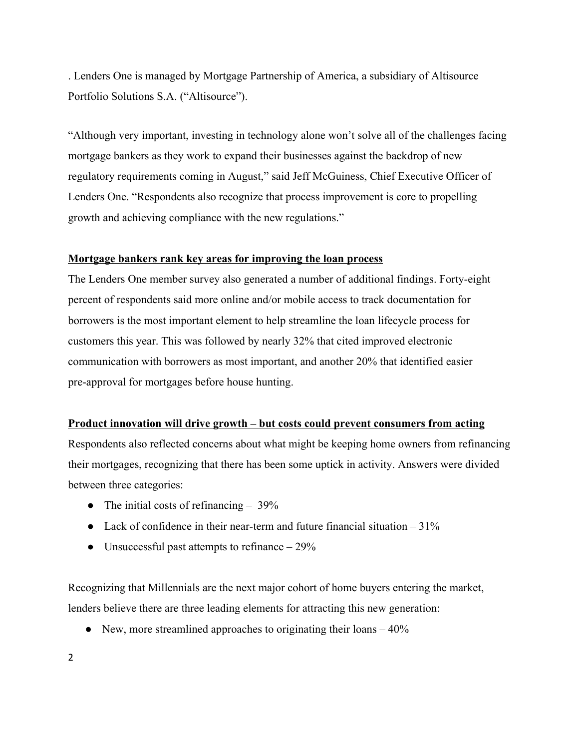. Lenders One is managed by Mortgage Partnership of America, a subsidiary of Altisource Portfolio Solutions S.A. (“Altisource”).

“Although very important, investing in technology alone won’t solve all of the challenges facing mortgage bankers as they work to expand their businesses against the backdrop of new regulatory requirements coming in August,” said Jeff McGuiness, Chief Executive Officer of Lenders One. “Respondents also recognize that process improvement is core to propelling growth and achieving compliance with the new regulations.”

**Mortgage bankers rank key areas for improving the loan process**

The Lenders One member survey also generated a number of additional findings. Forty-eight percent of respondents said more online and/or mobile access to track documentation for borrowers is the most important element to help streamline the loan lifecycle process for customers this year. This was followed by nearly 32% that cited improved electronic communication with borrowers as most important, and another 20% that identified easier pre-approval for mortgages before house hunting.

**Product innovation will drive growth – but costs could prevent consumers from acting**

Respondents also reflected concerns about what might be keeping home owners from refinancing their mortgages, recognizing that there has been some uptick in activity. Answers were divided between three categories:

- The initial costs of refinancing – 39%
- Lack of confidence in their near-term and future financial situation – 31%
- Unsuccessful past attempts to refinance – 29%

Recognizing that Millennials are the next major cohort of home buyers entering the market, lenders believe there are three leading elements for attracting this new generation:

- New, more streamlined approaches to originating their loans – 40%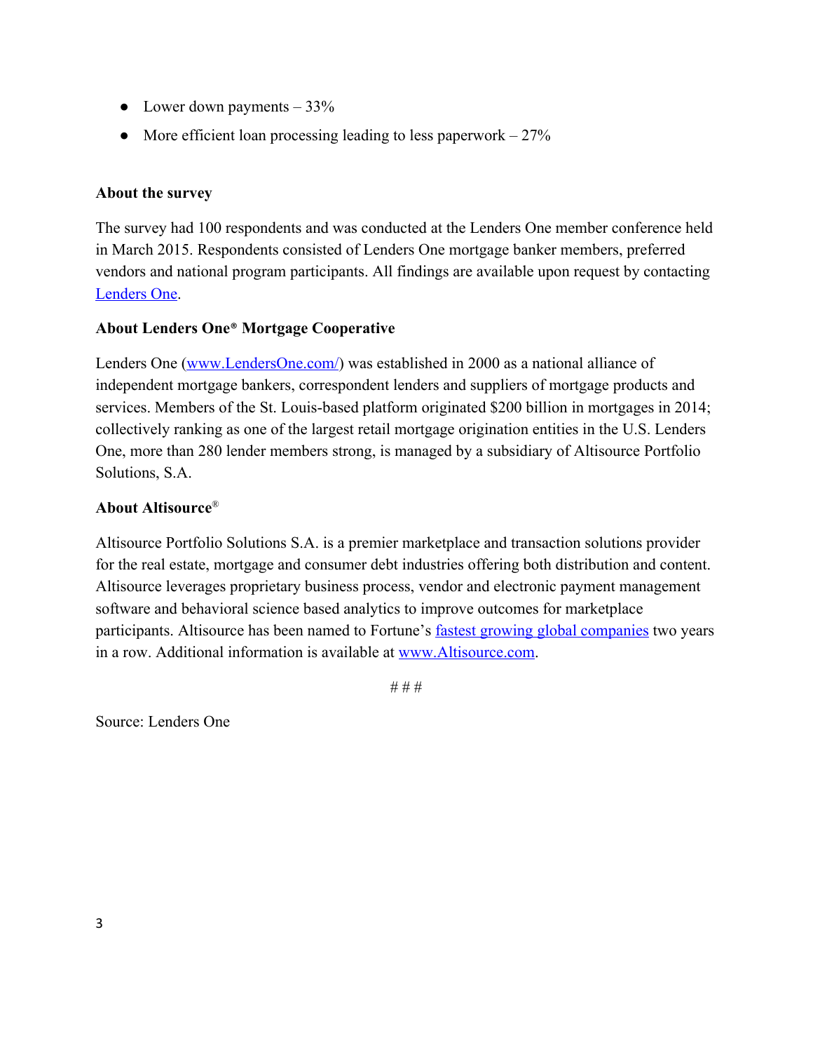- Lower down payments – 33%
- More efficient loan processing leading to less paperwork – 27%

**About the survey**

The survey had 100 respondents and was conducted at the Lenders One member conference held in March 2015. Respondents consisted of Lenders One mortgage banker members, preferred vendors and national program participants. All findings are available upon request by contacting [Lenders One](#).

**About Lenders One® Mortgage Cooperative**

Lenders One ([www.LendersOne.com/](http://www.LendersOne.com/)) was established in 2000 as a national alliance of independent mortgage bankers, correspondent lenders and suppliers of mortgage products and services. Members of the St. Louis-based platform originated $200 billion in mortgages in 2014; collectively ranking as one of the largest retail mortgage origination entities in the U.S. Lenders One, more than 280 lender members strong, is managed by a subsidiary of Altisource Portfolio Solutions, S.A.

**About Altisource®**

Altisource Portfolio Solutions S.A. is a premier marketplace and transaction solutions provider for the real estate, mortgage and consumer debt industries offering both distribution and content. Altisource leverages proprietary business process, vendor and electronic payment management software and behavioral science based analytics to improve outcomes for marketplace participants. Altisource has been named to Fortune's [fastest growing global companies](#) two years in a row. Additional information is available at [www.Altisource.com](http://www.Altisource.com).

# # #

Source: Lenders One